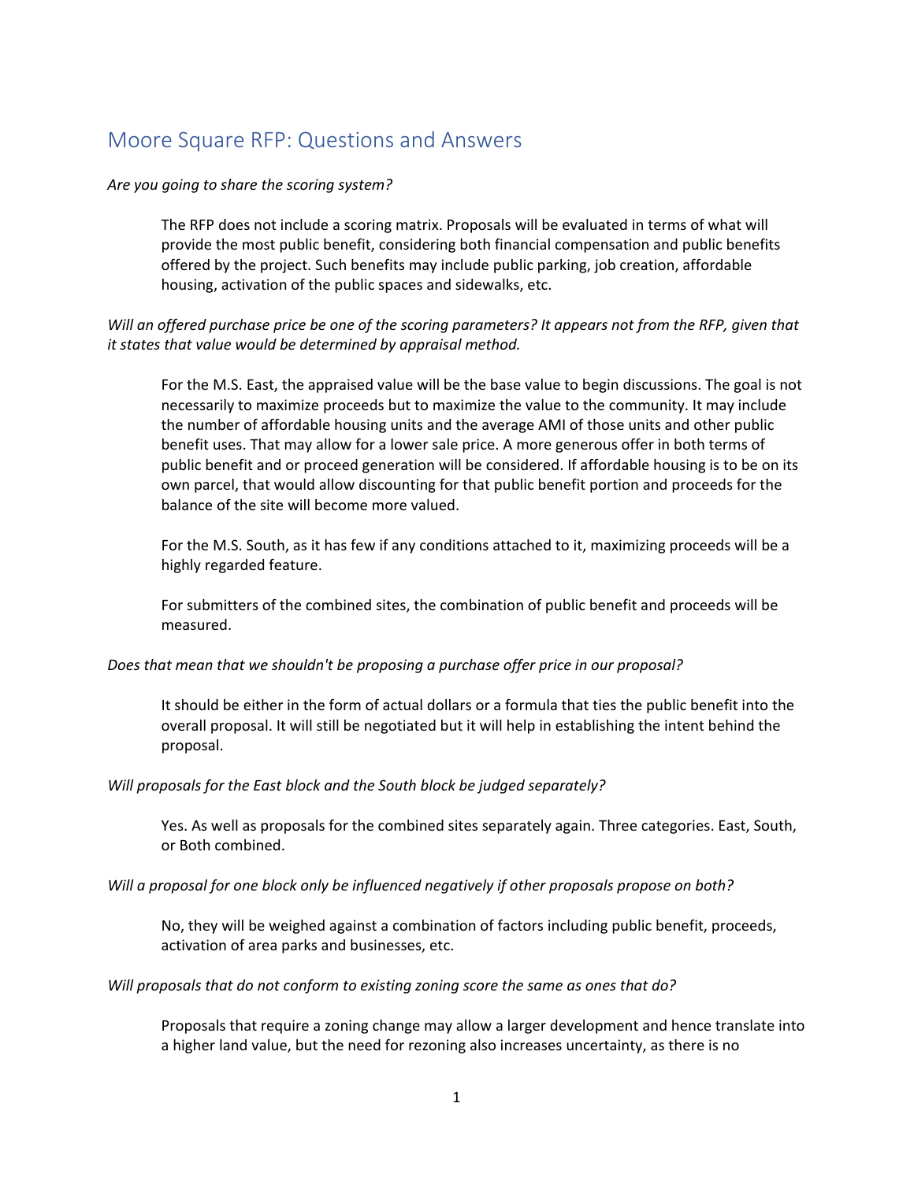# Moore Square RFP: Questions and Answers

*Are you going to share the scoring system?*

> The RFP does not include a scoring matrix. Proposals will be evaluated in terms of what will provide the most public benefit, considering both financial compensation and public benefits offered by the project. Such benefits may include public parking, job creation, affordable housing, activation of the public spaces and sidewalks, etc.

*Will an offered purchase price be one of the scoring parameters? It appears not from the RFP, given that it states that value would be determined by appraisal method.*

> For the M.S. East, the appraised value will be the base value to begin discussions. The goal is not necessarily to maximize proceeds but to maximize the value to the community. It may include the number of affordable housing units and the average AMI of those units and other public benefit uses. That may allow for a lower sale price. A more generous offer in both terms of public benefit and or proceed generation will be considered. If affordable housing is to be on its own parcel, that would allow discounting for that public benefit portion and proceeds for the balance of the site will become more valued.
>
> For the M.S. South, as it has few if any conditions attached to it, maximizing proceeds will be a highly regarded feature.
>
> For submitters of the combined sites, the combination of public benefit and proceeds will be measured.

*Does that mean that we shouldn't be proposing a purchase offer price in our proposal?*

> It should be either in the form of actual dollars or a formula that ties the public benefit into the overall proposal. It will still be negotiated but it will help in establishing the intent behind the proposal.

*Will proposals for the East block and the South block be judged separately?*

> Yes. As well as proposals for the combined sites separately again. Three categories. East, South, or Both combined.

*Will a proposal for one block only be influenced negatively if other proposals propose on both?*

> No, they will be weighed against a combination of factors including public benefit, proceeds, activation of area parks and businesses, etc.

*Will proposals that do not conform to existing zoning score the same as ones that do?*

> Proposals that require a zoning change may allow a larger development and hence translate into a higher land value, but the need for rezoning also increases uncertainty, as there is no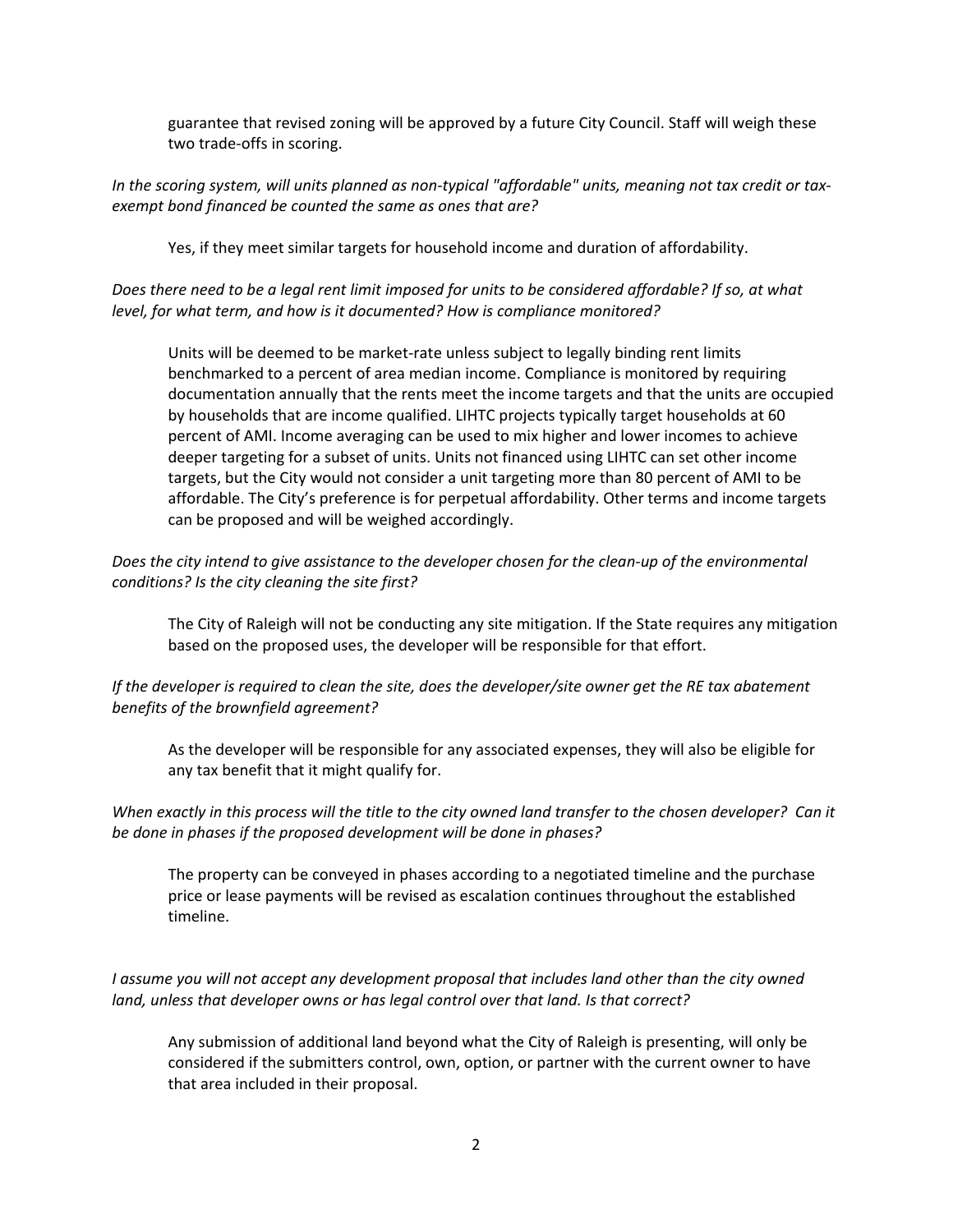guarantee that revised zoning will be approved by a future City Council. Staff will weigh these two trade-offs in scoring.

*In the scoring system, will units planned as non-typical "affordable" units, meaning not tax credit or tax-exempt bond financed be counted the same as ones that are?*

Yes, if they meet similar targets for household income and duration of affordability.

*Does there need to be a legal rent limit imposed for units to be considered affordable? If so, at what level, for what term, and how is it documented? How is compliance monitored?*

Units will be deemed to be market-rate unless subject to legally binding rent limits benchmarked to a percent of area median income. Compliance is monitored by requiring documentation annually that the rents meet the income targets and that the units are occupied by households that are income qualified. LIHTC projects typically target households at 60 percent of AMI. Income averaging can be used to mix higher and lower incomes to achieve deeper targeting for a subset of units. Units not financed using LIHTC can set other income targets, but the City would not consider a unit targeting more than 80 percent of AMI to be affordable. The City's preference is for perpetual affordability. Other terms and income targets can be proposed and will be weighed accordingly.

*Does the city intend to give assistance to the developer chosen for the clean-up of the environmental conditions? Is the city cleaning the site first?*

The City of Raleigh will not be conducting any site mitigation. If the State requires any mitigation based on the proposed uses, the developer will be responsible for that effort.

*If the developer is required to clean the site, does the developer/site owner get the RE tax abatement benefits of the brownfield agreement?*

As the developer will be responsible for any associated expenses, they will also be eligible for any tax benefit that it might qualify for.

*When exactly in this process will the title to the city owned land transfer to the chosen developer? Can it be done in phases if the proposed development will be done in phases?*

The property can be conveyed in phases according to a negotiated timeline and the purchase price or lease payments will be revised as escalation continues throughout the established timeline.

*I assume you will not accept any development proposal that includes land other than the city owned land, unless that developer owns or has legal control over that land. Is that correct?*

Any submission of additional land beyond what the City of Raleigh is presenting, will only be considered if the submitters control, own, option, or partner with the current owner to have that area included in their proposal.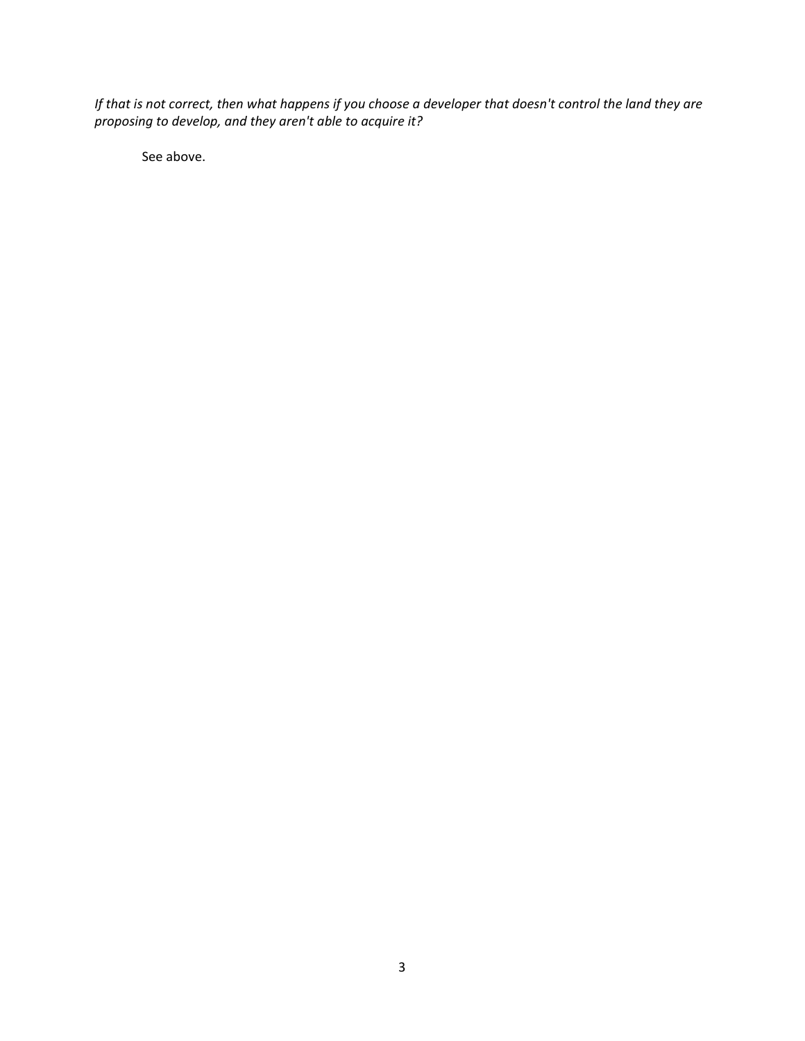*If that is not correct, then what happens if you choose a developer that doesn't control the land they are proposing to develop, and they aren't able to acquire it?*

See above.